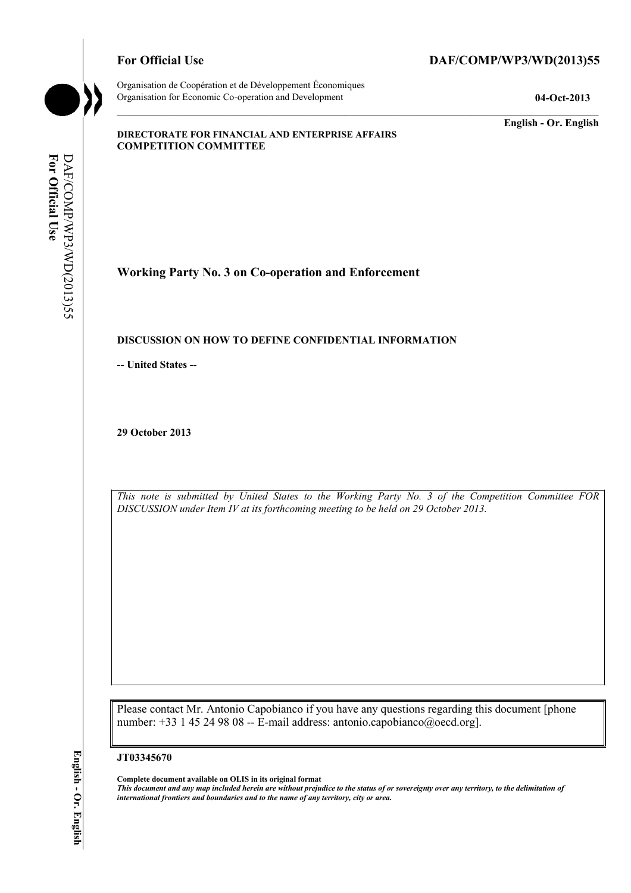**For Official Use** **DAF/COMP/WP3/WD(2013)55**

Organisation de Coopération et de Développement Économiques
Organisation for Economic Co-operation and Development **04-Oct-2013**

**English - Or. English**

**DIRECTORATE FOR FINANCIAL AND ENTERPRISE AFFAIRS**
**COMPETITION COMMITTEE**

## Working Party No. 3 on Co-operation and Enforcement

**DISCUSSION ON HOW TO DEFINE CONFIDENTIAL INFORMATION**

**-- United States --**

**29 October 2013**

*This note is submitted by United States to the Working Party No. 3 of the Competition Committee FOR DISCUSSION under Item IV at its forthcoming meeting to be held on 29 October 2013.*

Please contact Mr. Antonio Capobianco if you have any questions regarding this document [phone number: +33 1 45 24 98 08 -- E-mail address: antonio.capobianco@oecd.org].

**JT03345670**

**Complete document available on OLIS in its original format**
***This document and any map included herein are without prejudice to the status of or sovereignty over any territory, to the delimitation of international frontiers and boundaries and to the name of any territory, city or area.***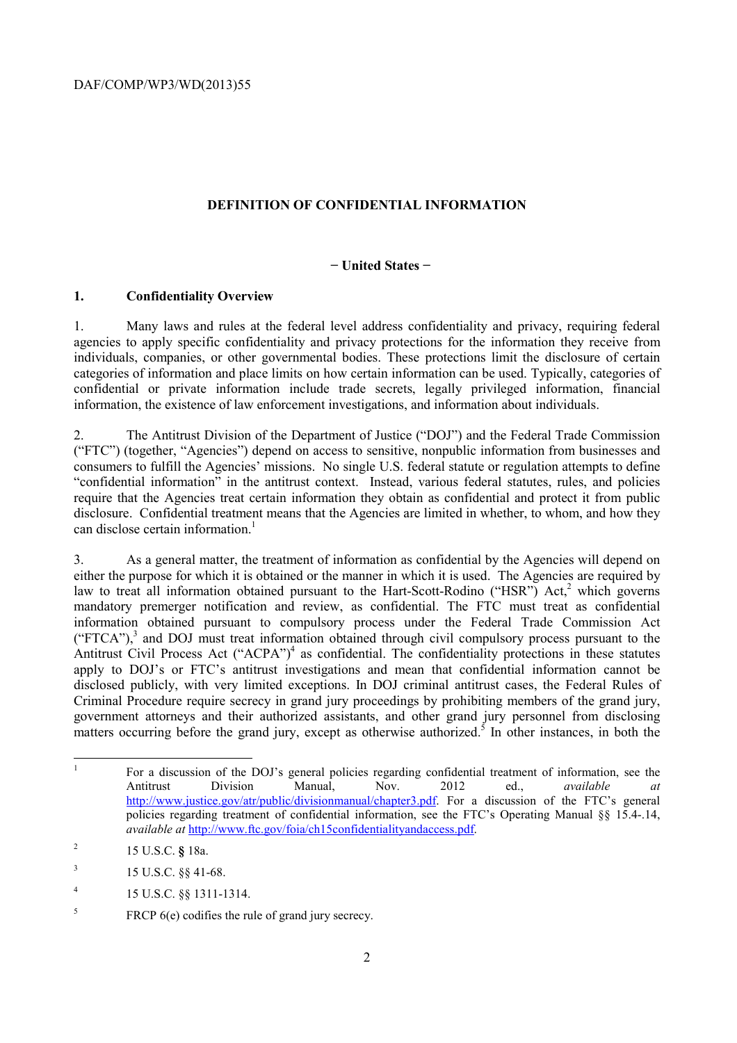## DEFINITION OF CONFIDENTIAL INFORMATION

**− United States −**

### 1. Confidentiality Overview

1. Many laws and rules at the federal level address confidentiality and privacy, requiring federal agencies to apply specific confidentiality and privacy protections for the information they receive from individuals, companies, or other governmental bodies. These protections limit the disclosure of certain categories of information and place limits on how certain information can be used. Typically, categories of confidential or private information include trade secrets, legally privileged information, financial information, the existence of law enforcement investigations, and information about individuals.

2. The Antitrust Division of the Department of Justice ("DOJ") and the Federal Trade Commission ("FTC") (together, "Agencies") depend on access to sensitive, nonpublic information from businesses and consumers to fulfill the Agencies' missions. No single U.S. federal statute or regulation attempts to define "confidential information" in the antitrust context. Instead, various federal statutes, rules, and policies require that the Agencies treat certain information they obtain as confidential and protect it from public disclosure. Confidential treatment means that the Agencies are limited in whether, to whom, and how they can disclose certain information.[1]

3. As a general matter, the treatment of information as confidential by the Agencies will depend on either the purpose for which it is obtained or the manner in which it is used. The Agencies are required by law to treat all information obtained pursuant to the Hart-Scott-Rodino ("HSR") Act,[2] which governs mandatory premerger notification and review, as confidential. The FTC must treat as confidential information obtained pursuant to compulsory process under the Federal Trade Commission Act ("FTCA"),[3] and DOJ must treat information obtained through civil compulsory process pursuant to the Antitrust Civil Process Act ("ACPA")[4] as confidential. The confidentiality protections in these statutes apply to DOJ's or FTC's antitrust investigations and mean that confidential information cannot be disclosed publicly, with very limited exceptions. In DOJ criminal antitrust cases, the Federal Rules of Criminal Procedure require secrecy in grand jury proceedings by prohibiting members of the grand jury, government attorneys and their authorized assistants, and other grand jury personnel from disclosing matters occurring before the grand jury, except as otherwise authorized.[5] In other instances, in both the

---

[1] For a discussion of the DOJ's general policies regarding confidential treatment of information, see the Antitrust Division Manual, Nov. 2012 ed., *available at* http://www.justice.gov/atr/public/divisionmanual/chapter3.pdf. For a discussion of the FTC's general policies regarding treatment of confidential information, see the FTC's Operating Manual §§ 15.4-.14, *available at* http://www.ftc.gov/foia/ch15confidentialityandaccess.pdf.

[2] 15 U.S.C. **§** 18a.

[3] 15 U.S.C. §§ 41-68.

[4] 15 U.S.C. §§ 1311-1314.

[5] FRCP 6(e) codifies the rule of grand jury secrecy.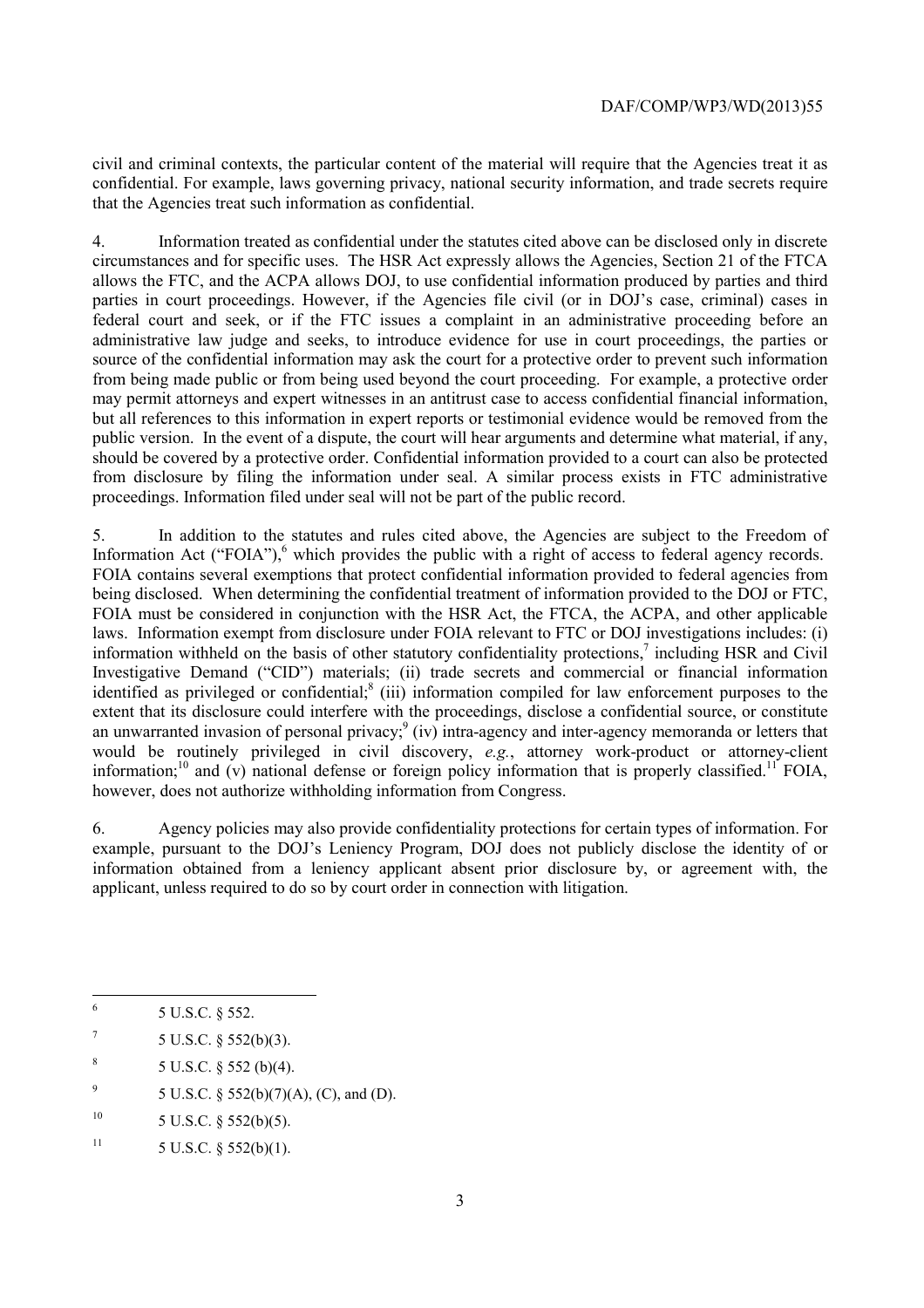civil and criminal contexts, the particular content of the material will require that the Agencies treat it as confidential. For example, laws governing privacy, national security information, and trade secrets require that the Agencies treat such information as confidential.

4. Information treated as confidential under the statutes cited above can be disclosed only in discrete circumstances and for specific uses. The HSR Act expressly allows the Agencies, Section 21 of the FTCA allows the FTC, and the ACPA allows DOJ, to use confidential information produced by parties and third parties in court proceedings. However, if the Agencies file civil (or in DOJ's case, criminal) cases in federal court and seek, or if the FTC issues a complaint in an administrative proceeding before an administrative law judge and seeks, to introduce evidence for use in court proceedings, the parties or source of the confidential information may ask the court for a protective order to prevent such information from being made public or from being used beyond the court proceeding. For example, a protective order may permit attorneys and expert witnesses in an antitrust case to access confidential financial information, but all references to this information in expert reports or testimonial evidence would be removed from the public version. In the event of a dispute, the court will hear arguments and determine what material, if any, should be covered by a protective order. Confidential information provided to a court can also be protected from disclosure by filing the information under seal. A similar process exists in FTC administrative proceedings. Information filed under seal will not be part of the public record.

5. In addition to the statutes and rules cited above, the Agencies are subject to the Freedom of Information Act ("FOIA"),[6] which provides the public with a right of access to federal agency records. FOIA contains several exemptions that protect confidential information provided to federal agencies from being disclosed. When determining the confidential treatment of information provided to the DOJ or FTC, FOIA must be considered in conjunction with the HSR Act, the FTCA, the ACPA, and other applicable laws. Information exempt from disclosure under FOIA relevant to FTC or DOJ investigations includes: (i) information withheld on the basis of other statutory confidentiality protections,[7] including HSR and Civil Investigative Demand ("CID") materials; (ii) trade secrets and commercial or financial information identified as privileged or confidential;[8] (iii) information compiled for law enforcement purposes to the extent that its disclosure could interfere with the proceedings, disclose a confidential source, or constitute an unwarranted invasion of personal privacy;[9] (iv) intra-agency and inter-agency memoranda or letters that would be routinely privileged in civil discovery, *e.g.*, attorney work-product or attorney-client information;[10] and (v) national defense or foreign policy information that is properly classified.[11] FOIA, however, does not authorize withholding information from Congress.

6. Agency policies may also provide confidentiality protections for certain types of information. For example, pursuant to the DOJ's Leniency Program, DOJ does not publicly disclose the identity of or information obtained from a leniency applicant absent prior disclosure by, or agreement with, the applicant, unless required to do so by court order in connection with litigation.

---

[6] 5 U.S.C. § 552.

[7] 5 U.S.C. § 552(b)(3).

[8] 5 U.S.C. § 552 (b)(4).

[9] 5 U.S.C. § 552(b)(7)(A), (C), and (D).

[10] 5 U.S.C. § 552(b)(5).

[11] 5 U.S.C. § 552(b)(1).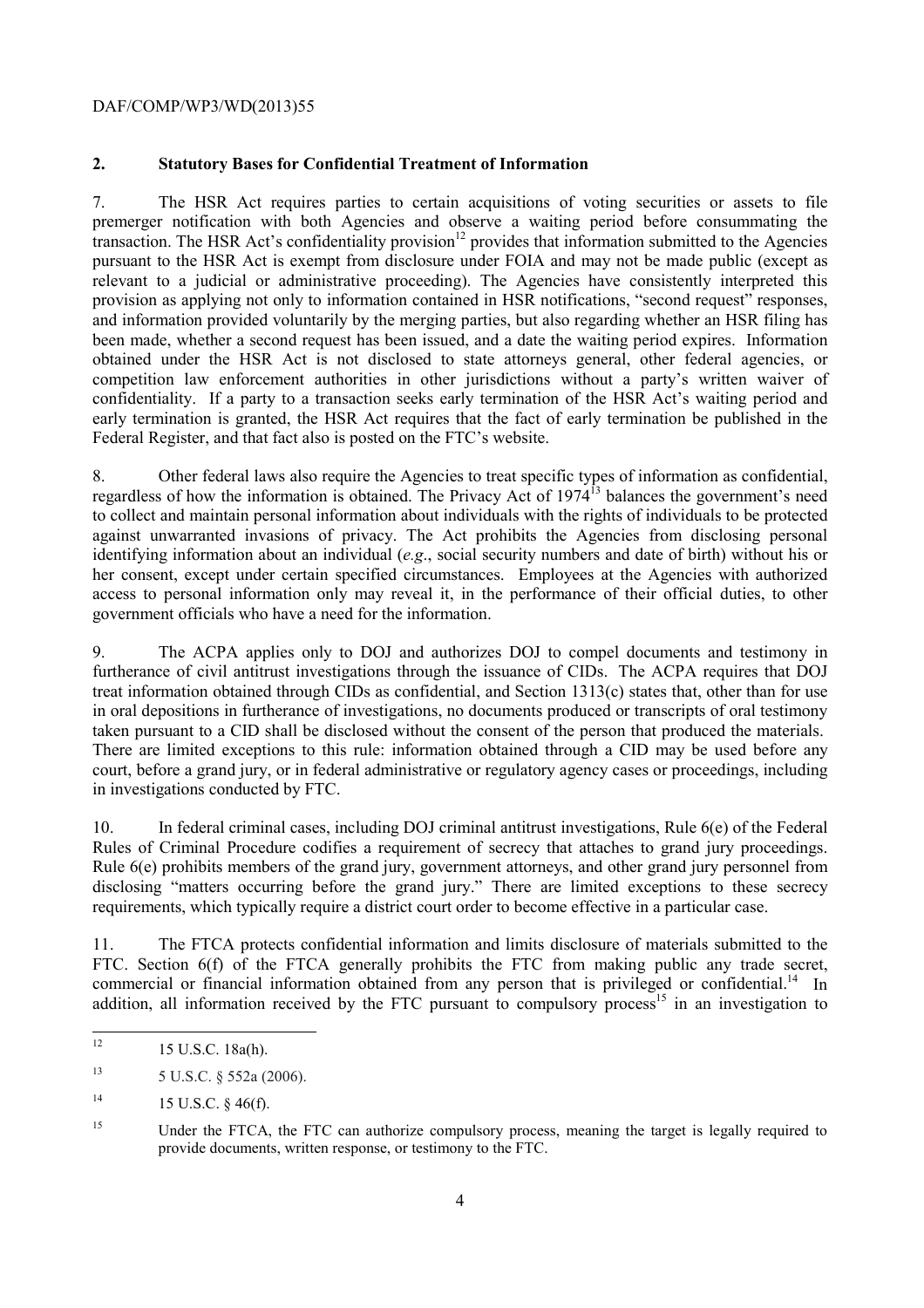## 2. Statutory Bases for Confidential Treatment of Information

7. The HSR Act requires parties to certain acquisitions of voting securities or assets to file premerger notification with both Agencies and observe a waiting period before consummating the transaction. The HSR Act's confidentiality provision[12] provides that information submitted to the Agencies pursuant to the HSR Act is exempt from disclosure under FOIA and may not be made public (except as relevant to a judicial or administrative proceeding). The Agencies have consistently interpreted this provision as applying not only to information contained in HSR notifications, "second request" responses, and information provided voluntarily by the merging parties, but also regarding whether an HSR filing has been made, whether a second request has been issued, and a date the waiting period expires. Information obtained under the HSR Act is not disclosed to state attorneys general, other federal agencies, or competition law enforcement authorities in other jurisdictions without a party's written waiver of confidentiality. If a party to a transaction seeks early termination of the HSR Act's waiting period and early termination is granted, the HSR Act requires that the fact of early termination be published in the Federal Register, and that fact also is posted on the FTC's website.

8. Other federal laws also require the Agencies to treat specific types of information as confidential, regardless of how the information is obtained. The Privacy Act of 1974[13] balances the government's need to collect and maintain personal information about individuals with the rights of individuals to be protected against unwarranted invasions of privacy. The Act prohibits the Agencies from disclosing personal identifying information about an individual (*e.g*., social security numbers and date of birth) without his or her consent, except under certain specified circumstances. Employees at the Agencies with authorized access to personal information only may reveal it, in the performance of their official duties, to other government officials who have a need for the information.

9. The ACPA applies only to DOJ and authorizes DOJ to compel documents and testimony in furtherance of civil antitrust investigations through the issuance of CIDs. The ACPA requires that DOJ treat information obtained through CIDs as confidential, and Section 1313(c) states that, other than for use in oral depositions in furtherance of investigations, no documents produced or transcripts of oral testimony taken pursuant to a CID shall be disclosed without the consent of the person that produced the materials. There are limited exceptions to this rule: information obtained through a CID may be used before any court, before a grand jury, or in federal administrative or regulatory agency cases or proceedings, including in investigations conducted by FTC.

10. In federal criminal cases, including DOJ criminal antitrust investigations, Rule 6(e) of the Federal Rules of Criminal Procedure codifies a requirement of secrecy that attaches to grand jury proceedings. Rule 6(e) prohibits members of the grand jury, government attorneys, and other grand jury personnel from disclosing "matters occurring before the grand jury." There are limited exceptions to these secrecy requirements, which typically require a district court order to become effective in a particular case.

11. The FTCA protects confidential information and limits disclosure of materials submitted to the FTC. Section 6(f) of the FTCA generally prohibits the FTC from making public any trade secret, commercial or financial information obtained from any person that is privileged or confidential.[14] In addition, all information received by the FTC pursuant to compulsory process[15] in an investigation to

---

[12] 15 U.S.C. 18a(h).

[13] 5 U.S.C. § 552a (2006).

[14] 15 U.S.C. § 46(f).

[15] Under the FTCA, the FTC can authorize compulsory process, meaning the target is legally required to provide documents, written response, or testimony to the FTC.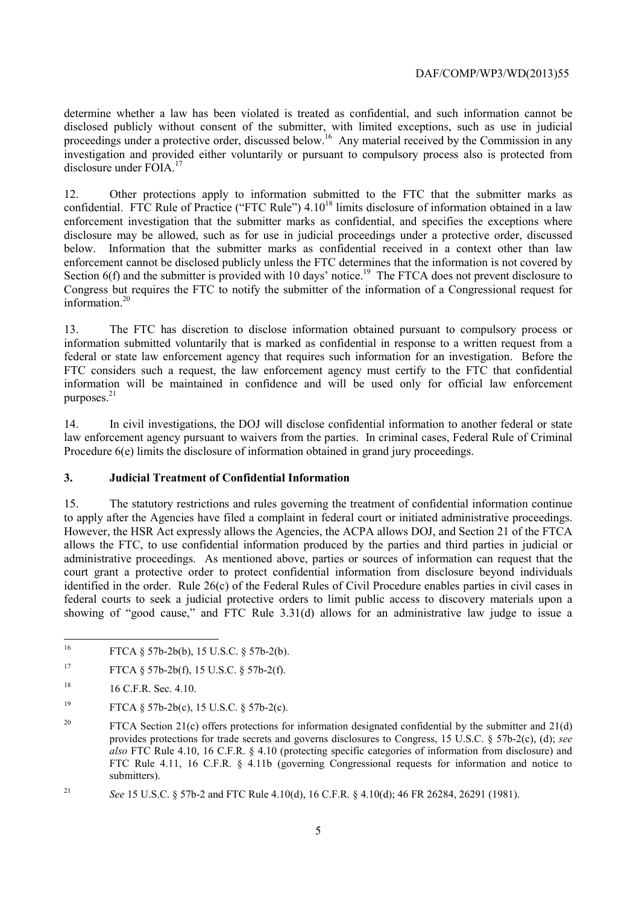determine whether a law has been violated is treated as confidential, and such information cannot be disclosed publicly without consent of the submitter, with limited exceptions, such as use in judicial proceedings under a protective order, discussed below.[16] Any material received by the Commission in any investigation and provided either voluntarily or pursuant to compulsory process also is protected from disclosure under FOIA.[17]

12. Other protections apply to information submitted to the FTC that the submitter marks as confidential. FTC Rule of Practice ("FTC Rule") 4.10[18] limits disclosure of information obtained in a law enforcement investigation that the submitter marks as confidential, and specifies the exceptions where disclosure may be allowed, such as for use in judicial proceedings under a protective order, discussed below. Information that the submitter marks as confidential received in a context other than law enforcement cannot be disclosed publicly unless the FTC determines that the information is not covered by Section 6(f) and the submitter is provided with 10 days' notice.[19] The FTCA does not prevent disclosure to Congress but requires the FTC to notify the submitter of the information of a Congressional request for information.[20]

13. The FTC has discretion to disclose information obtained pursuant to compulsory process or information submitted voluntarily that is marked as confidential in response to a written request from a federal or state law enforcement agency that requires such information for an investigation. Before the FTC considers such a request, the law enforcement agency must certify to the FTC that confidential information will be maintained in confidence and will be used only for official law enforcement purposes.[21]

14. In civil investigations, the DOJ will disclose confidential information to another federal or state law enforcement agency pursuant to waivers from the parties. In criminal cases, Federal Rule of Criminal Procedure 6(e) limits the disclosure of information obtained in grand jury proceedings.

### 3. Judicial Treatment of Confidential Information

15. The statutory restrictions and rules governing the treatment of confidential information continue to apply after the Agencies have filed a complaint in federal court or initiated administrative proceedings. However, the HSR Act expressly allows the Agencies, the ACPA allows DOJ, and Section 21 of the FTCA allows the FTC, to use confidential information produced by the parties and third parties in judicial or administrative proceedings. As mentioned above, parties or sources of information can request that the court grant a protective order to protect confidential information from disclosure beyond individuals identified in the order. Rule 26(c) of the Federal Rules of Civil Procedure enables parties in civil cases in federal courts to seek a judicial protective orders to limit public access to discovery materials upon a showing of "good cause," and FTC Rule 3.31(d) allows for an administrative law judge to issue a

---

16 FTCA § 57b-2b(b), 15 U.S.C. § 57b-2(b).

17 FTCA § 57b-2b(f), 15 U.S.C. § 57b-2(f).

18 16 C.F.R. Sec. 4.10.

19 FTCA § 57b-2b(c), 15 U.S.C. § 57b-2(c).

20 FTCA Section 21(c) offers protections for information designated confidential by the submitter and 21(d) provides protections for trade secrets and governs disclosures to Congress, 15 U.S.C. § 57b-2(c), (d); *see also* FTC Rule 4.10, 16 C.F.R. § 4.10 (protecting specific categories of information from disclosure) and FTC Rule 4.11, 16 C.F.R. § 4.11b (governing Congressional requests for information and notice to submitters).

21 *See* 15 U.S.C. § 57b-2 and FTC Rule 4.10(d), 16 C.F.R. § 4.10(d); 46 FR 26284, 26291 (1981).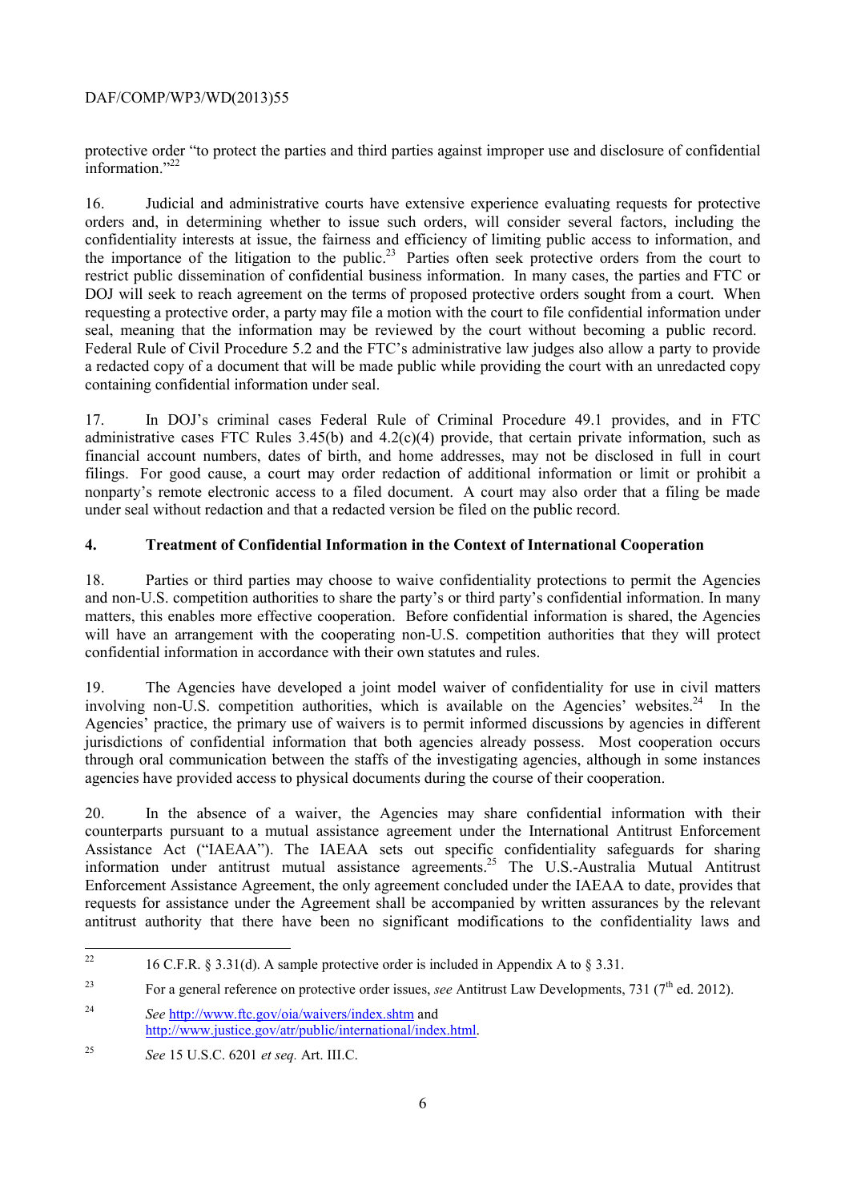protective order "to protect the parties and third parties against improper use and disclosure of confidential information."[22]

16. Judicial and administrative courts have extensive experience evaluating requests for protective orders and, in determining whether to issue such orders, will consider several factors, including the confidentiality interests at issue, the fairness and efficiency of limiting public access to information, and the importance of the litigation to the public.[23] Parties often seek protective orders from the court to restrict public dissemination of confidential business information. In many cases, the parties and FTC or DOJ will seek to reach agreement on the terms of proposed protective orders sought from a court. When requesting a protective order, a party may file a motion with the court to file confidential information under seal, meaning that the information may be reviewed by the court without becoming a public record. Federal Rule of Civil Procedure 5.2 and the FTC's administrative law judges also allow a party to provide a redacted copy of a document that will be made public while providing the court with an unredacted copy containing confidential information under seal.

17. In DOJ's criminal cases Federal Rule of Criminal Procedure 49.1 provides, and in FTC administrative cases FTC Rules 3.45(b) and 4.2(c)(4) provide, that certain private information, such as financial account numbers, dates of birth, and home addresses, may not be disclosed in full in court filings. For good cause, a court may order redaction of additional information or limit or prohibit a nonparty's remote electronic access to a filed document. A court may also order that a filing be made under seal without redaction and that a redacted version be filed on the public record.

## 4. Treatment of Confidential Information in the Context of International Cooperation

18. Parties or third parties may choose to waive confidentiality protections to permit the Agencies and non-U.S. competition authorities to share the party's or third party's confidential information. In many matters, this enables more effective cooperation. Before confidential information is shared, the Agencies will have an arrangement with the cooperating non-U.S. competition authorities that they will protect confidential information in accordance with their own statutes and rules.

19. The Agencies have developed a joint model waiver of confidentiality for use in civil matters involving non-U.S. competition authorities, which is available on the Agencies' websites.[24] In the Agencies' practice, the primary use of waivers is to permit informed discussions by agencies in different jurisdictions of confidential information that both agencies already possess. Most cooperation occurs through oral communication between the staffs of the investigating agencies, although in some instances agencies have provided access to physical documents during the course of their cooperation.

20. In the absence of a waiver, the Agencies may share confidential information with their counterparts pursuant to a mutual assistance agreement under the International Antitrust Enforcement Assistance Act ("IAEAA"). The IAEAA sets out specific confidentiality safeguards for sharing information under antitrust mutual assistance agreements.[25] The U.S.-Australia Mutual Antitrust Enforcement Assistance Agreement, the only agreement concluded under the IAEAA to date, provides that requests for assistance under the Agreement shall be accompanied by written assurances by the relevant antitrust authority that there have been no significant modifications to the confidentiality laws and

---

[22] 16 C.F.R. § 3.31(d). A sample protective order is included in Appendix A to § 3.31.

[23] For a general reference on protective order issues, *see* Antitrust Law Developments, 731 (7th ed. 2012).

[24] *See* http://www.ftc.gov/oia/waivers/index.shtm and http://www.justice.gov/atr/public/international/index.html.

[25] *See* 15 U.S.C. 6201 *et seq.* Art. III.C.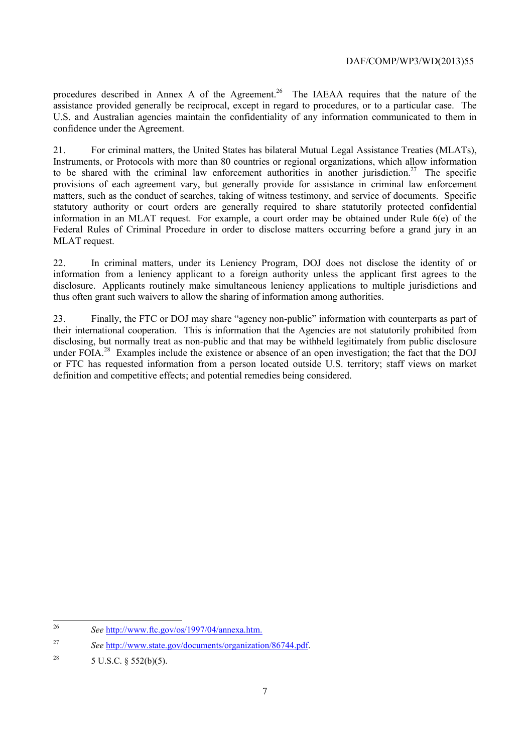procedures described in Annex A of the Agreement.[26] The IAEAA requires that the nature of the assistance provided generally be reciprocal, except in regard to procedures, or to a particular case. The U.S. and Australian agencies maintain the confidentiality of any information communicated to them in confidence under the Agreement.

21. For criminal matters, the United States has bilateral Mutual Legal Assistance Treaties (MLATs), Instruments, or Protocols with more than 80 countries or regional organizations, which allow information to be shared with the criminal law enforcement authorities in another jurisdiction.[27] The specific provisions of each agreement vary, but generally provide for assistance in criminal law enforcement matters, such as the conduct of searches, taking of witness testimony, and service of documents. Specific statutory authority or court orders are generally required to share statutorily protected confidential information in an MLAT request. For example, a court order may be obtained under Rule 6(e) of the Federal Rules of Criminal Procedure in order to disclose matters occurring before a grand jury in an MLAT request.

22. In criminal matters, under its Leniency Program, DOJ does not disclose the identity of or information from a leniency applicant to a foreign authority unless the applicant first agrees to the disclosure. Applicants routinely make simultaneous leniency applications to multiple jurisdictions and thus often grant such waivers to allow the sharing of information among authorities.

23. Finally, the FTC or DOJ may share "agency non-public" information with counterparts as part of their international cooperation. This is information that the Agencies are not statutorily prohibited from disclosing, but normally treat as non-public and that may be withheld legitimately from public disclosure under FOIA.[28] Examples include the existence or absence of an open investigation; the fact that the DOJ or FTC has requested information from a person located outside U.S. territory; staff views on market definition and competitive effects; and potential remedies being considered.

---

[26] *See* http://www.ftc.gov/os/1997/04/annexa.htm.

[27] *See* http://www.state.gov/documents/organization/86744.pdf.

[28] 5 U.S.C. § 552(b)(5).